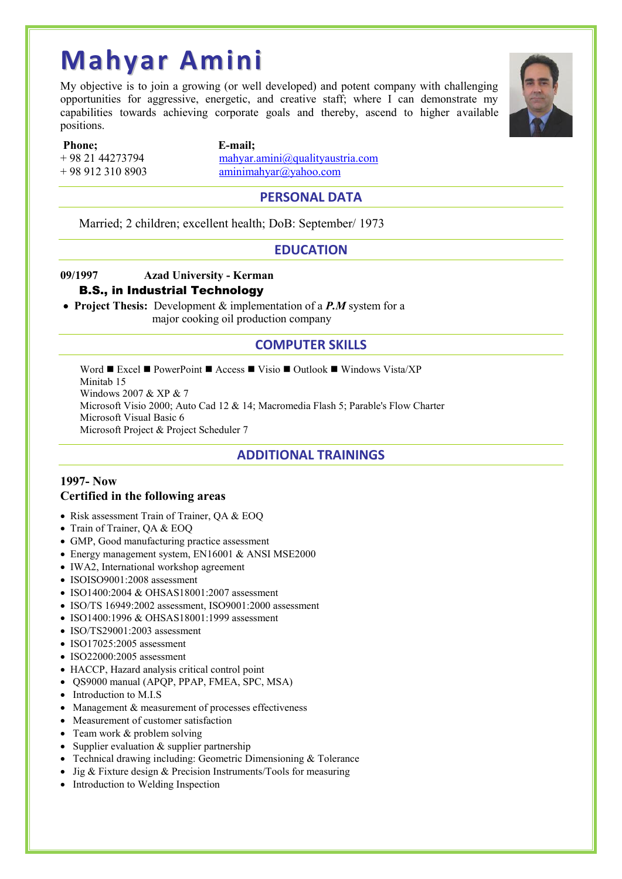# Mahyar Amini

My objective is to join a growing (or well developed) and potent company with challenging opportunities for aggressive, energetic, and creative staff; where I can demonstrate my capabilities towards achieving corporate goals and thereby, ascend to higher available positions.

**Phone;**
+ 98 21 44273794
+ 98 912 310 8903

**E-mail;**
mahyar.amini@qualityaustria.com
aminimahyar@yahoo.com

## PERSONAL DATA

Married; 2 children; excellent health; DoB: September/ 1973

## EDUCATION

**09/1997 Azad University - Kerman**

**B.S., in Industrial Technology**

- **Project Thesis:** Development & implementation of a ***P.M*** system for a major cooking oil production company

## COMPUTER SKILLS

Word ■ Excel ■ PowerPoint ■ Access ■ Visio ■ Outlook ■ Windows Vista/XP
Minitab 15
Windows 2007 & XP & 7
Microsoft Visio 2000; Auto Cad 12 & 14; Macromedia Flash 5; Parable's Flow Charter
Microsoft Visual Basic 6
Microsoft Project & Project Scheduler 7

## ADDITIONAL TRAININGS

**1997- Now**
**Certified in the following areas**

- Risk assessment Train of Trainer, QA & EOQ
- Train of Trainer, QA & EOQ
- GMP, Good manufacturing practice assessment
- Energy management system, EN16001 & ANSI MSE2000
- IWA2, International workshop agreement
- ISOISO9001:2008 assessment
- ISO1400:2004 & OHSAS18001:2007 assessment
- ISO/TS 16949:2002 assessment, ISO9001:2000 assessment
- ISO1400:1996 & OHSAS18001:1999 assessment
- ISO/TS29001:2003 assessment
- ISO17025:2005 assessment
- ISO22000:2005 assessment
- HACCP, Hazard analysis critical control point
- QS9000 manual (APQP, PPAP, FMEA, SPC, MSA)
- Introduction to M.I.S
- Management & measurement of processes effectiveness
- Measurement of customer satisfaction
- Team work & problem solving
- Supplier evaluation & supplier partnership
- Technical drawing including: Geometric Dimensioning & Tolerance
- Jig & Fixture design & Precision Instruments/Tools for measuring
- Introduction to Welding Inspection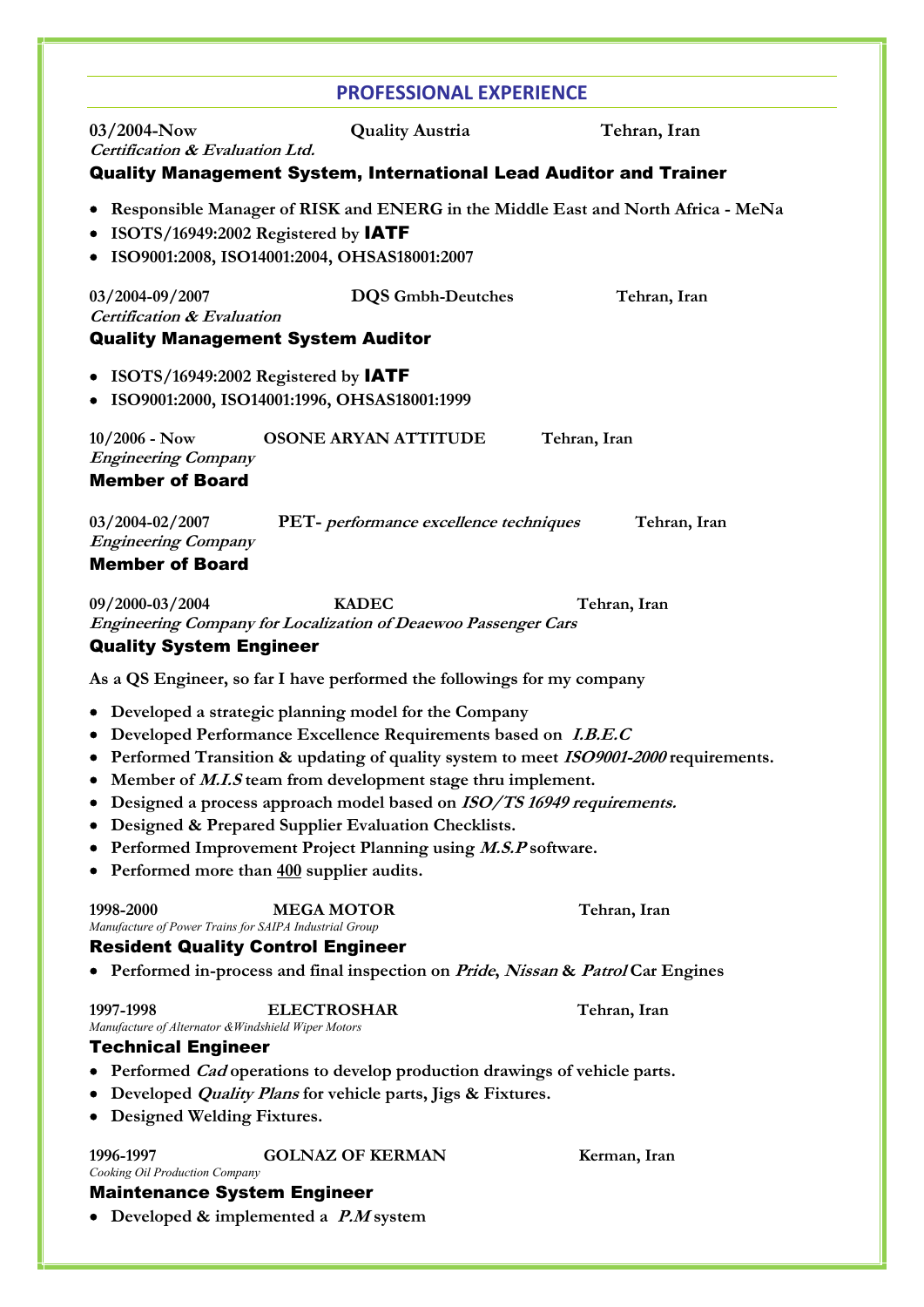## PROFESSIONAL EXPERIENCE

**03/2004-Now** **Quality Austria** **Tehran, Iran**
***Certification & Evaluation Ltd.***

### Quality Management System, International Lead Auditor and Trainer

- **Responsible Manager of RISK and ENERG in the Middle East and North Africa - MeNa**
- **ISOTS/16949:2002 Registered by IATF**
- **ISO9001:2008, ISO14001:2004, OHSAS18001:2007**

**03/2004-09/2007** **DQS Gmbh-Deutches** **Tehran, Iran**
***Certification & Evaluation***

### Quality Management System Auditor

- **ISOTS/16949:2002 Registered by IATF**
- **ISO9001:2000, ISO14001:1996, OHSAS18001:1999**

**10/2006 - Now** **OSONE ARYAN ATTITUDE** **Tehran, Iran**
***Engineering Company***

### Member of Board

**03/2004-02/2007** **PET-** ***performance excellence techniques*** **Tehran, Iran**
***Engineering Company***

### Member of Board

**09/2000-03/2004** **KADEC** **Tehran, Iran**
***Engineering Company for Localization of Deaewoo Passenger Cars***

### Quality System Engineer

**As a QS Engineer, so far I have performed the followings for my company**

- **Developed a strategic planning model for the Company**
- **Developed Performance Excellence Requirements based on *I.B.E.C***
- **Performed Transition & updating of quality system to meet *ISO9001-2000* requirements.**
- **Member of *M.I.S* team from development stage thru implement.**
- **Designed a process approach model based on *ISO/TS 16949 requirements.***
- **Designed & Prepared Supplier Evaluation Checklists.**
- **Performed Improvement Project Planning using *M.S.P* software.**
- **Performed more than 400 supplier audits.**

**1998-2000** **MEGA MOTOR** **Tehran, Iran**
*Manufacture of Power Trains for SAIPA Industrial Group*

### Resident Quality Control Engineer

- **Performed in-process and final inspection on *Pride*, *Nissan* & *Patrol* Car Engines**

**1997-1998** **ELECTROSHAR** **Tehran, Iran**
*Manufacture of Alternator &Windshield Wiper Motors*

### Technical Engineer

- **Performed *Cad* operations to develop production drawings of vehicle parts.**
- **Developed *Quality Plans* for vehicle parts, Jigs & Fixtures.**
- **Designed Welding Fixtures.**

**1996-1997** **GOLNAZ OF KERMAN** **Kerman, Iran**
*Cooking Oil Production Company*

### Maintenance System Engineer

- **Developed & implemented a *P.M* system**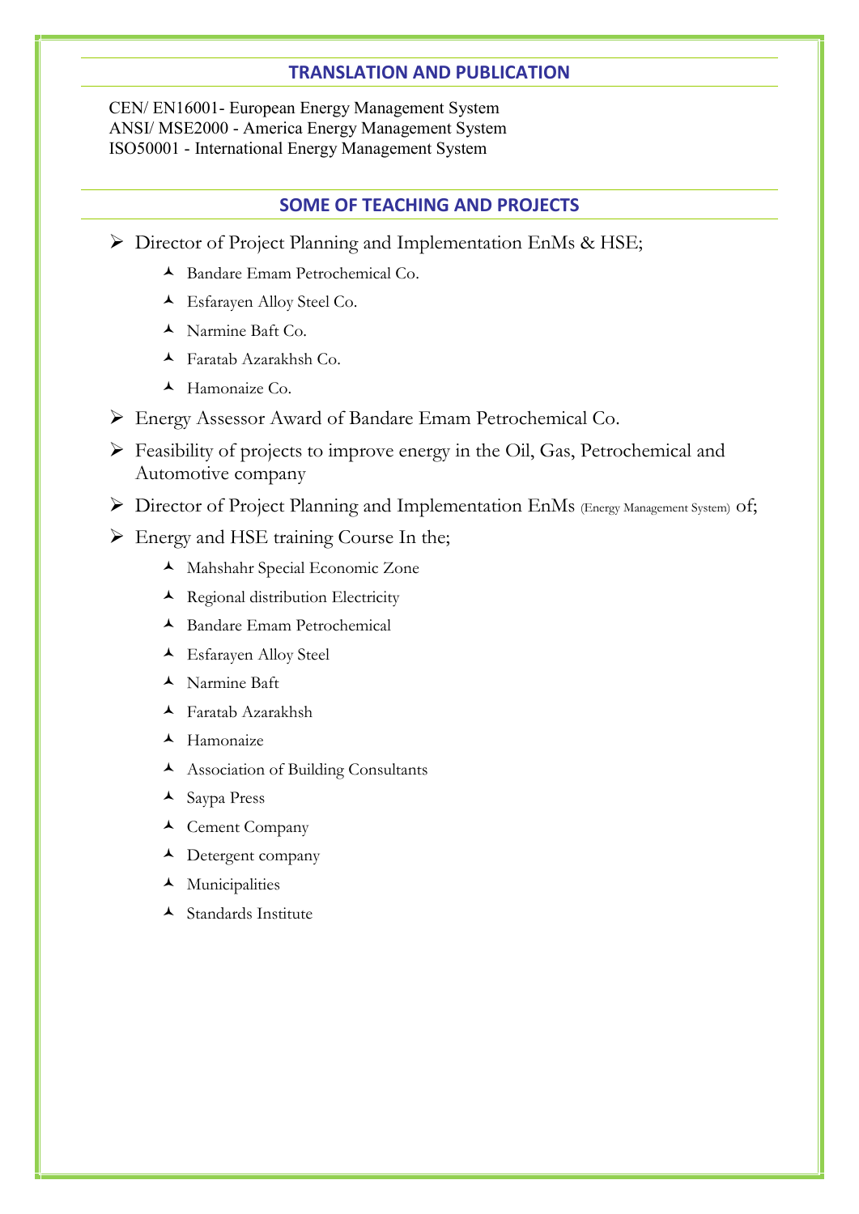## TRANSLATION AND PUBLICATION

CEN/ EN16001- European Energy Management System
ANSI/ MSE2000 - America Energy Management System
ISO50001 - International Energy Management System

## SOME OF TEACHING AND PROJECTS

- Director of Project Planning and Implementation EnMs & HSE;
  - Bandare Emam Petrochemical Co.
  - Esfarayen Alloy Steel Co.
  - Narmine Baft Co.
  - Faratab Azarakhsh Co.
  - Hamonaize Co.
- Energy Assessor Award of Bandare Emam Petrochemical Co.
- Feasibility of projects to improve energy in the Oil, Gas, Petrochemical and Automotive company
- Director of Project Planning and Implementation EnMs (Energy Management System) of;
- Energy and HSE training Course In the;
  - Mahshahr Special Economic Zone
  - Regional distribution Electricity
  - Bandare Emam Petrochemical
  - Esfarayen Alloy Steel
  - Narmine Baft
  - Faratab Azarakhsh
  - Hamonaize
  - Association of Building Consultants
  - Saypa Press
  - Cement Company
  - Detergent company
  - Municipalities
  - Standards Institute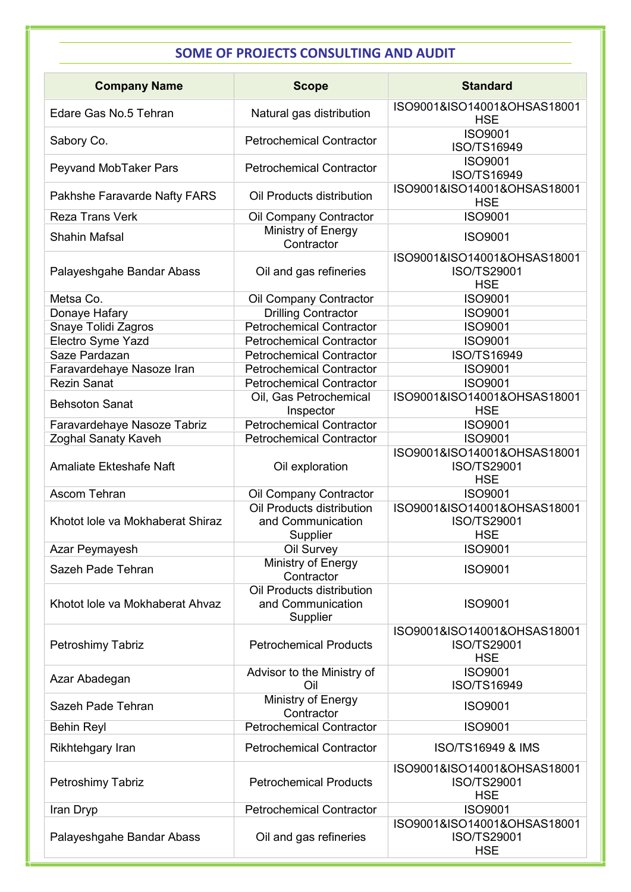## SOME OF PROJECTS CONSULTING AND AUDIT

| Company Name | Scope | Standard |
|---|---|---|
| Edare Gas No.5 Tehran | Natural gas distribution | ISO9001&ISO14001&OHSAS18001 HSE |
| Sabory Co. | Petrochemical Contractor | ISO9001 ISO/TS16949 |
| Peyvand MobTaker Pars | Petrochemical Contractor | ISO9001 ISO/TS16949 |
| Pakhshe Faravarde Nafty FARS | Oil Products distribution | ISO9001&ISO14001&OHSAS18001 HSE |
| Reza Trans Verk | Oil Company Contractor | ISO9001 |
| Shahin Mafsal | Ministry of Energy Contractor | ISO9001 |
| Palayeshgahe Bandar Abass | Oil and gas refineries | ISO9001&ISO14001&OHSAS18001 ISO/TS29001 HSE |
| Metsa Co. | Oil Company Contractor | ISO9001 |
| Donaye Hafary | Drilling Contractor | ISO9001 |
| Snaye Tolidi Zagros | Petrochemical Contractor | ISO9001 |
| Electro Syme Yazd | Petrochemical Contractor | ISO9001 |
| Saze Pardazan | Petrochemical Contractor | ISO/TS16949 |
| Faravardehaye Nasoze Iran | Petrochemical Contractor | ISO9001 |
| Rezin Sanat | Petrochemical Contractor | ISO9001 |
| Behsoton Sanat | Oil, Gas Petrochemical Inspector | ISO9001&ISO14001&OHSAS18001 HSE |
| Faravardehaye Nasoze Tabriz | Petrochemical Contractor | ISO9001 |
| Zoghal Sanaty Kaveh | Petrochemical Contractor | ISO9001 |
| Amaliate Ekteshafe Naft | Oil exploration | ISO9001&ISO14001&OHSAS18001 ISO/TS29001 HSE |
| Ascom Tehran | Oil Company Contractor | ISO9001 |
| Khotot lole va Mokhaberat Shiraz | Oil Products distribution and Communication Supplier | ISO9001&ISO14001&OHSAS18001 ISO/TS29001 HSE |
| Azar Peymayesh | Oil Survey | ISO9001 |
| Sazeh Pade Tehran | Ministry of Energy Contractor | ISO9001 |
| Khotot lole va Mokhaberat Ahvaz | Oil Products distribution and Communication Supplier | ISO9001 |
| Petroshimy Tabriz | Petrochemical Products | ISO9001&ISO14001&OHSAS18001 ISO/TS29001 HSE |
| Azar Abadegan | Advisor to the Ministry of Oil | ISO9001 ISO/TS16949 |
| Sazeh Pade Tehran | Ministry of Energy Contractor | ISO9001 |
| Behin Reyl | Petrochemical Contractor | ISO9001 |
| Rikhtehgary Iran | Petrochemical Contractor | ISO/TS16949 & IMS |
| Petroshimy Tabriz | Petrochemical Products | ISO9001&ISO14001&OHSAS18001 ISO/TS29001 HSE |
| Iran Dryp | Petrochemical Contractor | ISO9001 |
| Palayeshgahe Bandar Abass | Oil and gas refineries | ISO9001&ISO14001&OHSAS18001 ISO/TS29001 HSE |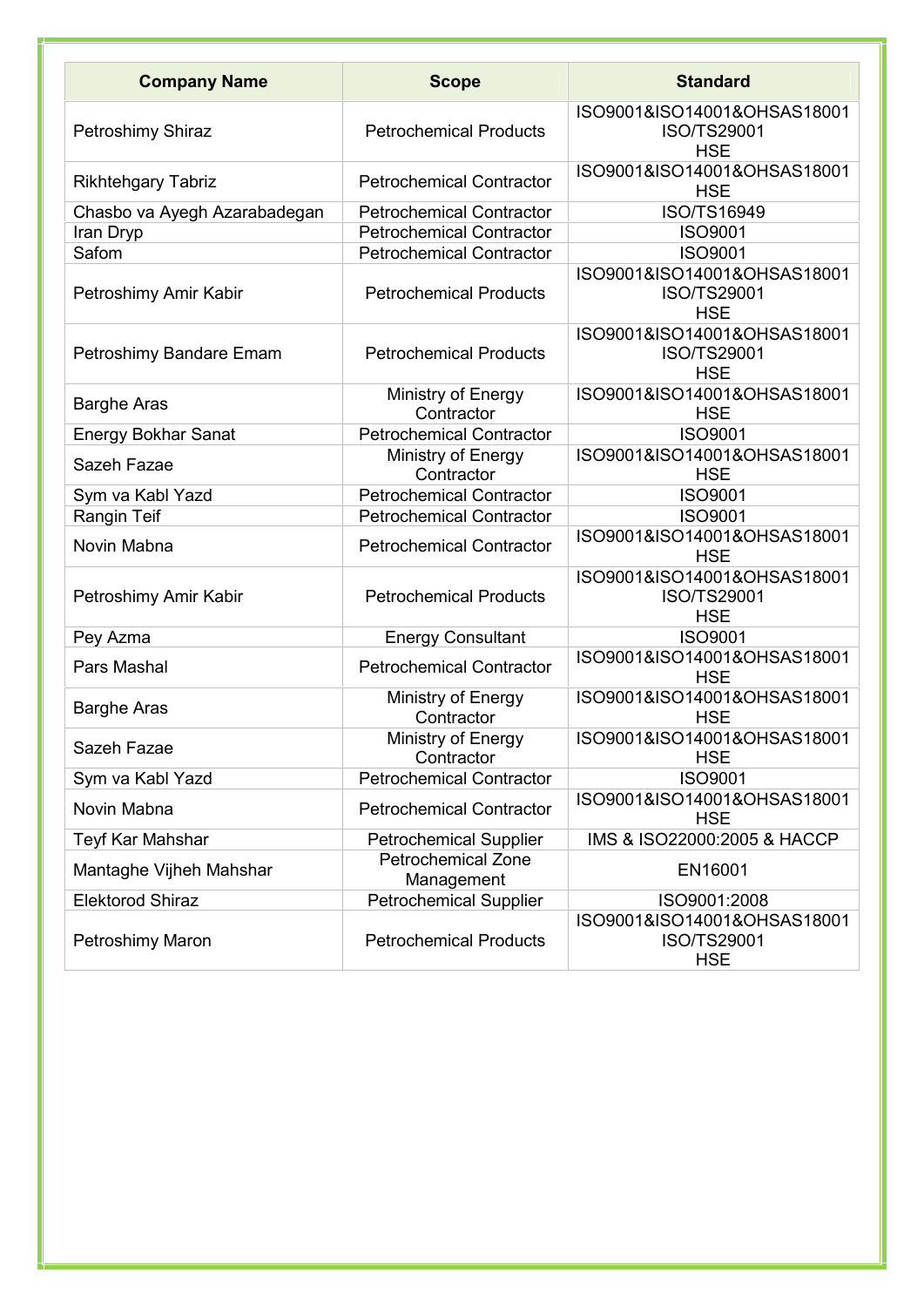| Company Name | Scope | Standard |
|---|---|---|
| Petroshimy Shiraz | Petrochemical Products | ISO9001&ISO14001&OHSAS18001 ISO/TS29001 HSE |
| Rikhtehgary Tabriz | Petrochemical Contractor | ISO9001&ISO14001&OHSAS18001 HSE |
| Chasbo va Ayegh Azarabadegan | Petrochemical Contractor | ISO/TS16949 |
| Iran Dryp | Petrochemical Contractor | ISO9001 |
| Safom | Petrochemical Contractor | ISO9001 |
| Petroshimy Amir Kabir | Petrochemical Products | ISO9001&ISO14001&OHSAS18001 ISO/TS29001 HSE |
| Petroshimy Bandare Emam | Petrochemical Products | ISO9001&ISO14001&OHSAS18001 ISO/TS29001 HSE |
| Barghe Aras | Ministry of Energy Contractor | ISO9001&ISO14001&OHSAS18001 HSE |
| Energy Bokhar Sanat | Petrochemical Contractor | ISO9001 |
| Sazeh Fazae | Ministry of Energy Contractor | ISO9001&ISO14001&OHSAS18001 HSE |
| Sym va Kabl Yazd | Petrochemical Contractor | ISO9001 |
| Rangin Teif | Petrochemical Contractor | ISO9001 |
| Novin Mabna | Petrochemical Contractor | ISO9001&ISO14001&OHSAS18001 HSE |
| Petroshimy Amir Kabir | Petrochemical Products | ISO9001&ISO14001&OHSAS18001 ISO/TS29001 HSE |
| Pey Azma | Energy Consultant | ISO9001 |
| Pars Mashal | Petrochemical Contractor | ISO9001&ISO14001&OHSAS18001 HSE |
| Barghe Aras | Ministry of Energy Contractor | ISO9001&ISO14001&OHSAS18001 HSE |
| Sazeh Fazae | Ministry of Energy Contractor | ISO9001&ISO14001&OHSAS18001 HSE |
| Sym va Kabl Yazd | Petrochemical Contractor | ISO9001 |
| Novin Mabna | Petrochemical Contractor | ISO9001&ISO14001&OHSAS18001 HSE |
| Teyf Kar Mahshar | Petrochemical Supplier | IMS & ISO22000:2005 & HACCP |
| Mantaghe Vijheh Mahshar | Petrochemical Zone Management | EN16001 |
| Elektorod Shiraz | Petrochemical Supplier | ISO9001:2008 |
| Petroshimy Maron | Petrochemical Products | ISO9001&ISO14001&OHSAS18001 ISO/TS29001 HSE |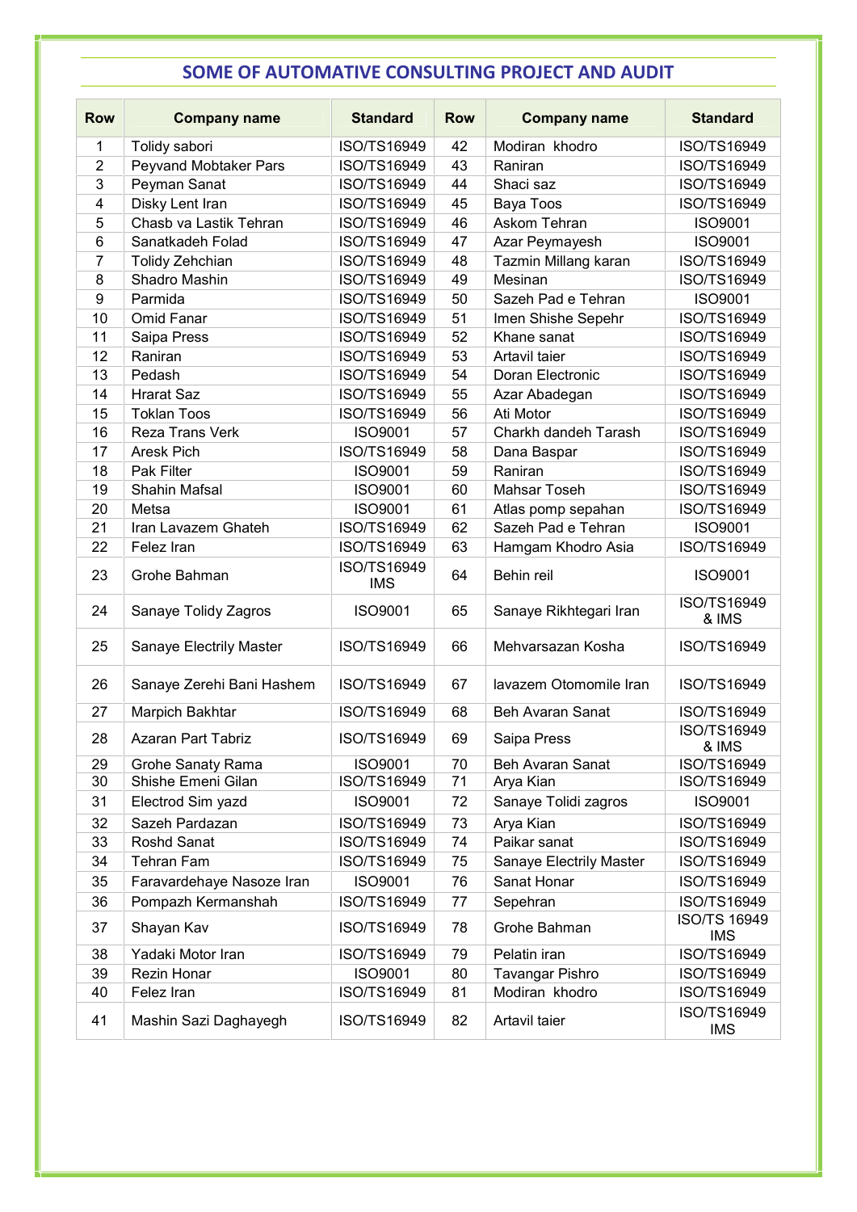## SOME OF AUTOMATIVE CONSULTING PROJECT AND AUDIT

| Row | Company name | Standard | Row | Company name | Standard |
|---|---|---|---|---|---|
| 1 | Tolidy sabori | ISO/TS16949 | 42 | Modiran khodro | ISO/TS16949 |
| 2 | Peyvand Mobtaker Pars | ISO/TS16949 | 43 | Raniran | ISO/TS16949 |
| 3 | Peyman Sanat | ISO/TS16949 | 44 | Shaci saz | ISO/TS16949 |
| 4 | Disky Lent Iran | ISO/TS16949 | 45 | Baya Toos | ISO/TS16949 |
| 5 | Chasb va Lastik Tehran | ISO/TS16949 | 46 | Askom Tehran | ISO9001 |
| 6 | Sanatkadeh Folad | ISO/TS16949 | 47 | Azar Peymayesh | ISO9001 |
| 7 | Tolidy Zehchian | ISO/TS16949 | 48 | Tazmin Millang karan | ISO/TS16949 |
| 8 | Shadro Mashin | ISO/TS16949 | 49 | Mesinan | ISO/TS16949 |
| 9 | Parmida | ISO/TS16949 | 50 | Sazeh Pad e Tehran | ISO9001 |
| 10 | Omid Fanar | ISO/TS16949 | 51 | Imen Shishe Sepehr | ISO/TS16949 |
| 11 | Saipa Press | ISO/TS16949 | 52 | Khane sanat | ISO/TS16949 |
| 12 | Raniran | ISO/TS16949 | 53 | Artavil taier | ISO/TS16949 |
| 13 | Pedash | ISO/TS16949 | 54 | Doran Electronic | ISO/TS16949 |
| 14 | Hrarat Saz | ISO/TS16949 | 55 | Azar Abadegan | ISO/TS16949 |
| 15 | Toklan Toos | ISO/TS16949 | 56 | Ati Motor | ISO/TS16949 |
| 16 | Reza Trans Verk | ISO9001 | 57 | Charkh dandeh Tarash | ISO/TS16949 |
| 17 | Aresk Pich | ISO/TS16949 | 58 | Dana Baspar | ISO/TS16949 |
| 18 | Pak Filter | ISO9001 | 59 | Raniran | ISO/TS16949 |
| 19 | Shahin Mafsal | ISO9001 | 60 | Mahsar Toseh | ISO/TS16949 |
| 20 | Metsa | ISO9001 | 61 | Atlas pomp sepahan | ISO/TS16949 |
| 21 | Iran Lavazem Ghateh | ISO/TS16949 | 62 | Sazeh Pad e Tehran | ISO9001 |
| 22 | Felez Iran | ISO/TS16949 | 63 | Hamgam Khodro Asia | ISO/TS16949 |
| 23 | Grohe Bahman | ISO/TS16949 IMS | 64 | Behin reil | ISO9001 |
| 24 | Sanaye Tolidy Zagros | ISO9001 | 65 | Sanaye Rikhtegari Iran | ISO/TS16949 & IMS |
| 25 | Sanaye Electrily Master | ISO/TS16949 | 66 | Mehvarsazan Kosha | ISO/TS16949 |
| 26 | Sanaye Zerehi Bani Hashem | ISO/TS16949 | 67 | lavazem Otomomile Iran | ISO/TS16949 |
| 27 | Marpich Bakhtar | ISO/TS16949 | 68 | Beh Avaran Sanat | ISO/TS16949 |
| 28 | Azaran Part Tabriz | ISO/TS16949 | 69 | Saipa Press | ISO/TS16949 & IMS |
| 29 | Grohe Sanaty Rama | ISO9001 | 70 | Beh Avaran Sanat | ISO/TS16949 |
| 30 | Shishe Emeni Gilan | ISO/TS16949 | 71 | Arya Kian | ISO/TS16949 |
| 31 | Electrod Sim yazd | ISO9001 | 72 | Sanaye Tolidi zagros | ISO9001 |
| 32 | Sazeh Pardazan | ISO/TS16949 | 73 | Arya Kian | ISO/TS16949 |
| 33 | Roshd Sanat | ISO/TS16949 | 74 | Paikar sanat | ISO/TS16949 |
| 34 | Tehran Fam | ISO/TS16949 | 75 | Sanaye Electrily Master | ISO/TS16949 |
| 35 | Faravardehaye Nasoze Iran | ISO9001 | 76 | Sanat Honar | ISO/TS16949 |
| 36 | Pompazh Kermanshah | ISO/TS16949 | 77 | Sepehran | ISO/TS16949 |
| 37 | Shayan Kav | ISO/TS16949 | 78 | Grohe Bahman | ISO/TS 16949 IMS |
| 38 | Yadaki Motor Iran | ISO/TS16949 | 79 | Pelatin iran | ISO/TS16949 |
| 39 | Rezin Honar | ISO9001 | 80 | Tavangar Pishro | ISO/TS16949 |
| 40 | Felez Iran | ISO/TS16949 | 81 | Modiran khodro | ISO/TS16949 |
| 41 | Mashin Sazi Daghayegh | ISO/TS16949 | 82 | Artavil taier | ISO/TS16949 IMS |